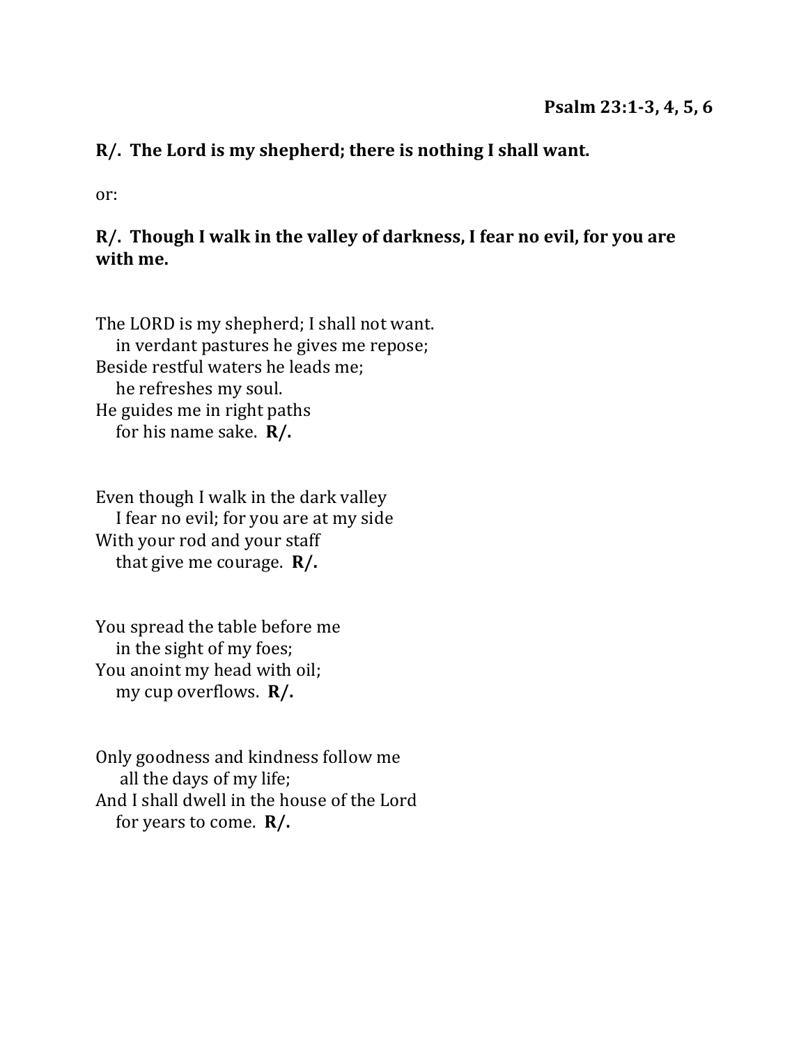**Psalm 23:1-3, 4, 5, 6**

**R/. The Lord is my shepherd; there is nothing I shall want.**

or:

**R/. Though I walk in the valley of darkness, I fear no evil, for you are with me.**

The LORD is my shepherd; I shall not want.  
in verdant pastures he gives me repose;  
Beside restful waters he leads me;  
he refreshes my soul.  
He guides me in right paths  
for his name sake. **R/.**

Even though I walk in the dark valley  
I fear no evil; for you are at my side  
With your rod and your staff  
that give me courage. **R/.**

You spread the table before me  
in the sight of my foes;  
You anoint my head with oil;  
my cup overflows. **R/.**

Only goodness and kindness follow me  
all the days of my life;  
And I shall dwell in the house of the Lord  
for years to come. **R/.**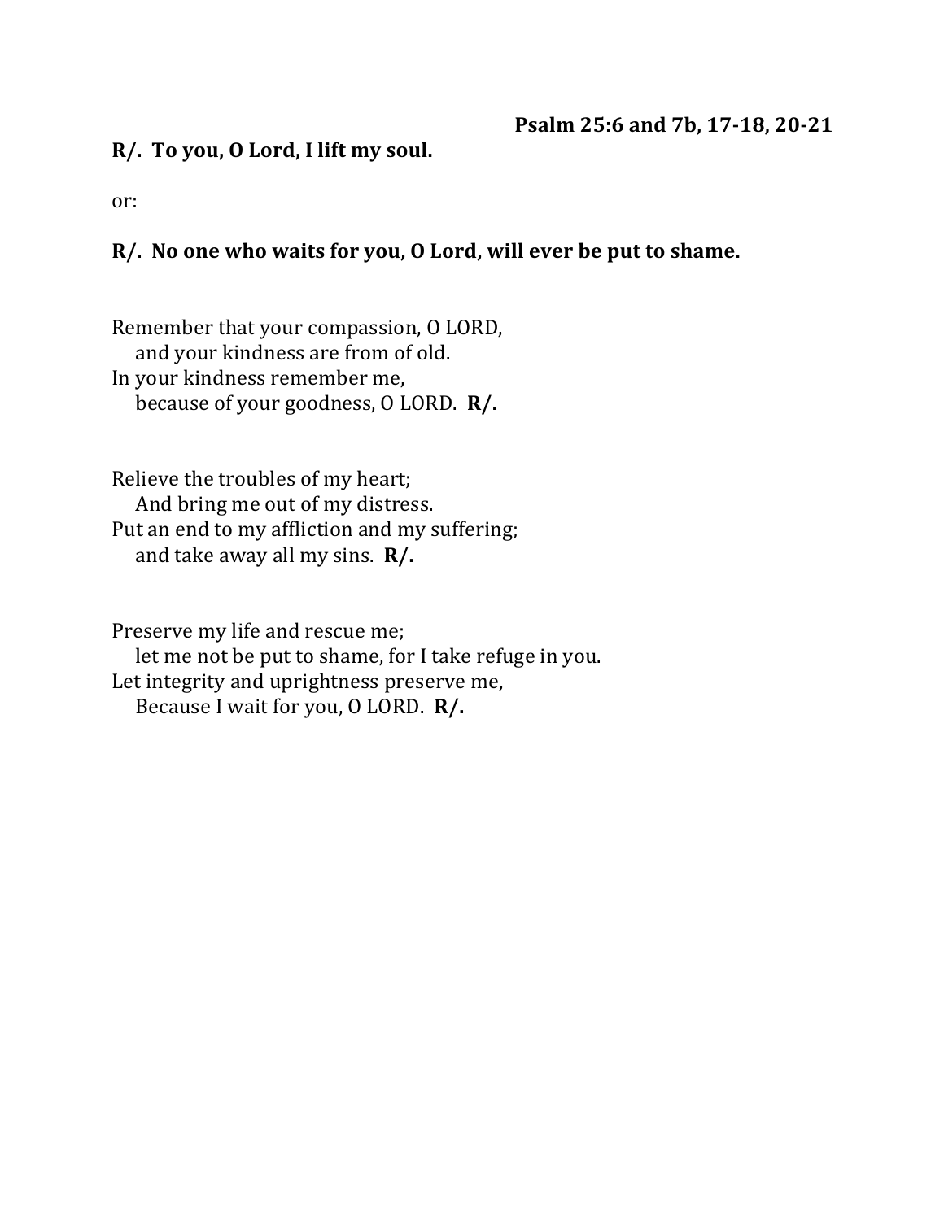**Psalm 25:6 and 7b, 17-18, 20-21**

**R/. To you, O Lord, I lift my soul.**

or:

**R/. No one who waits for you, O Lord, will ever be put to shame.**

Remember that your compassion, O LORD,  
  and your kindness are from of old.  
In your kindness remember me,  
  because of your goodness, O LORD. **R/.**

Relieve the troubles of my heart;  
  And bring me out of my distress.  
Put an end to my affliction and my suffering;  
  and take away all my sins. **R/.**

Preserve my life and rescue me;  
  let me not be put to shame, for I take refuge in you.  
Let integrity and uprightness preserve me,  
  Because I wait for you, O LORD. **R/.**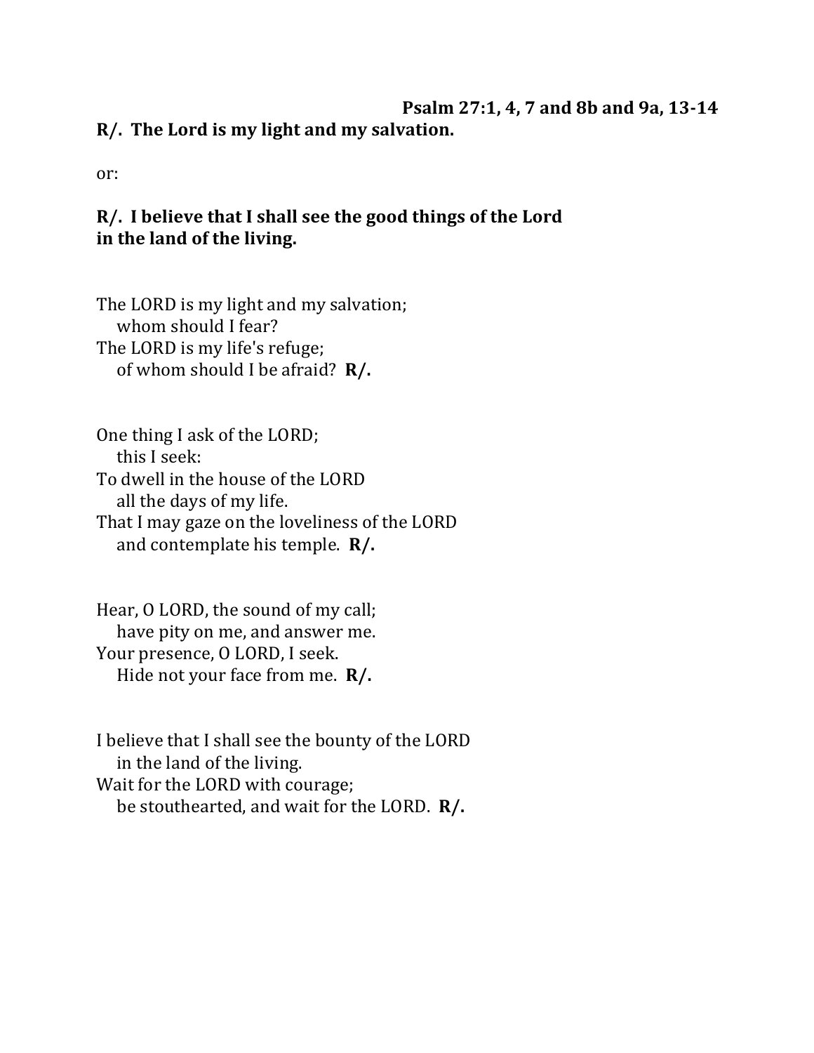**Psalm 27:1, 4, 7 and 8b and 9a, 13-14**

**R/. The Lord is my light and my salvation.**

or:

**R/. I believe that I shall see the good things of the Lord in the land of the living.**

The LORD is my light and my salvation;
  whom should I fear?
The LORD is my life's refuge;
  of whom should I be afraid? **R/.**

One thing I ask of the LORD;
  this I seek:
To dwell in the house of the LORD
  all the days of my life.
That I may gaze on the loveliness of the LORD
  and contemplate his temple. **R/.**

Hear, O LORD, the sound of my call;
  have pity on me, and answer me.
Your presence, O LORD, I seek.
  Hide not your face from me. **R/.**

I believe that I shall see the bounty of the LORD
  in the land of the living.
Wait for the LORD with courage;
  be stouthearted, and wait for the LORD. **R/.**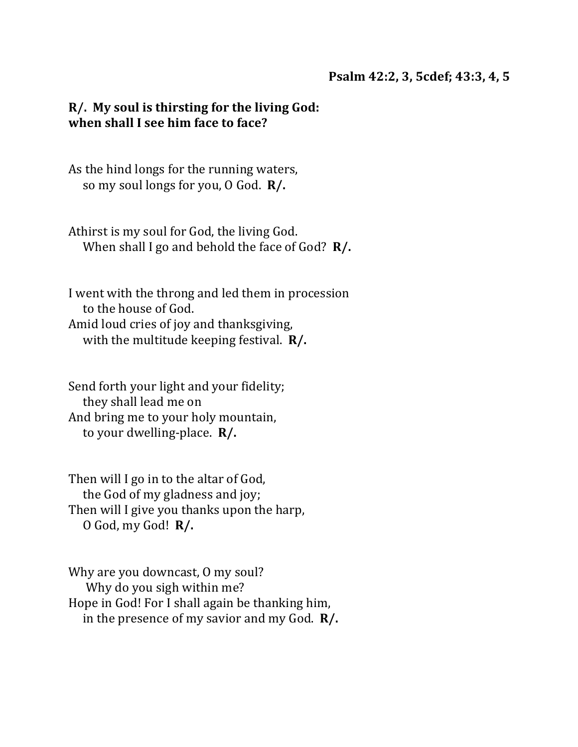**Psalm 42:2, 3, 5cdef; 43:3, 4, 5**

**R/. My soul is thirsting for the living God:**
**when shall I see him face to face?**

As the hind longs for the running waters,
 so my soul longs for you, O God. **R/.**

Athirst is my soul for God, the living God.
 When shall I go and behold the face of God? **R/.**

I went with the throng and led them in procession
 to the house of God.
Amid loud cries of joy and thanksgiving,
 with the multitude keeping festival. **R/.**

Send forth your light and your fidelity;
 they shall lead me on
And bring me to your holy mountain,
 to your dwelling-place. **R/.**

Then will I go in to the altar of God,
 the God of my gladness and joy;
Then will I give you thanks upon the harp,
 O God, my God! **R/.**

Why are you downcast, O my soul?
 Why do you sigh within me?
Hope in God! For I shall again be thanking him,
 in the presence of my savior and my God. **R/.**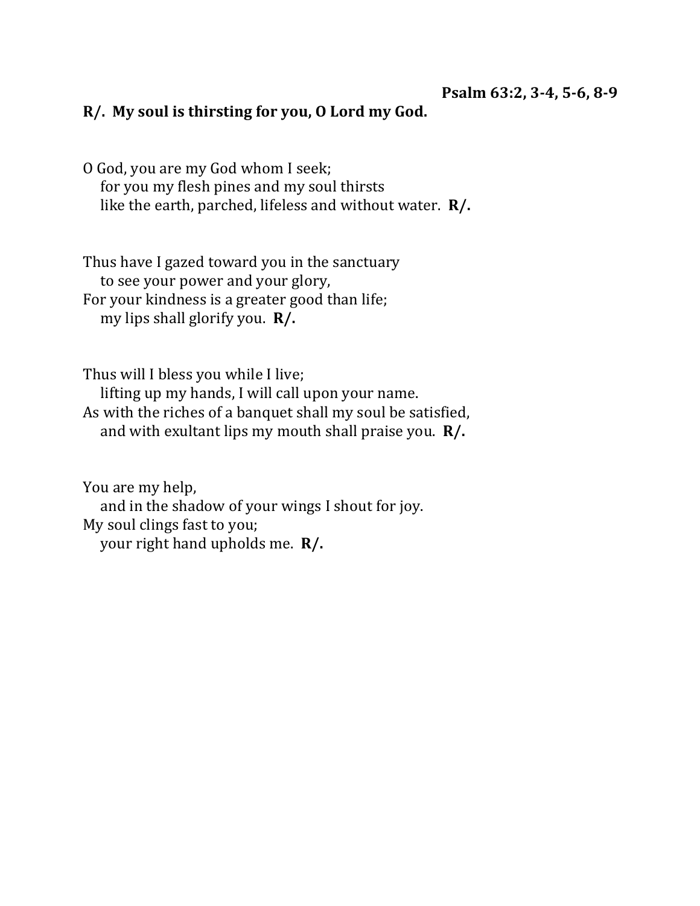**Psalm 63:2, 3-4, 5-6, 8-9**

**R/. My soul is thirsting for you, O Lord my God.**

O God, you are my God whom I seek;  
for you my flesh pines and my soul thirsts  
like the earth, parched, lifeless and without water. **R/.**

Thus have I gazed toward you in the sanctuary  
to see your power and your glory,  
For your kindness is a greater good than life;  
my lips shall glorify you. **R/.**

Thus will I bless you while I live;  
lifting up my hands, I will call upon your name.  
As with the riches of a banquet shall my soul be satisfied,  
and with exultant lips my mouth shall praise you. **R/.**

You are my help,  
and in the shadow of your wings I shout for joy.  
My soul clings fast to you;  
your right hand upholds me. **R/.**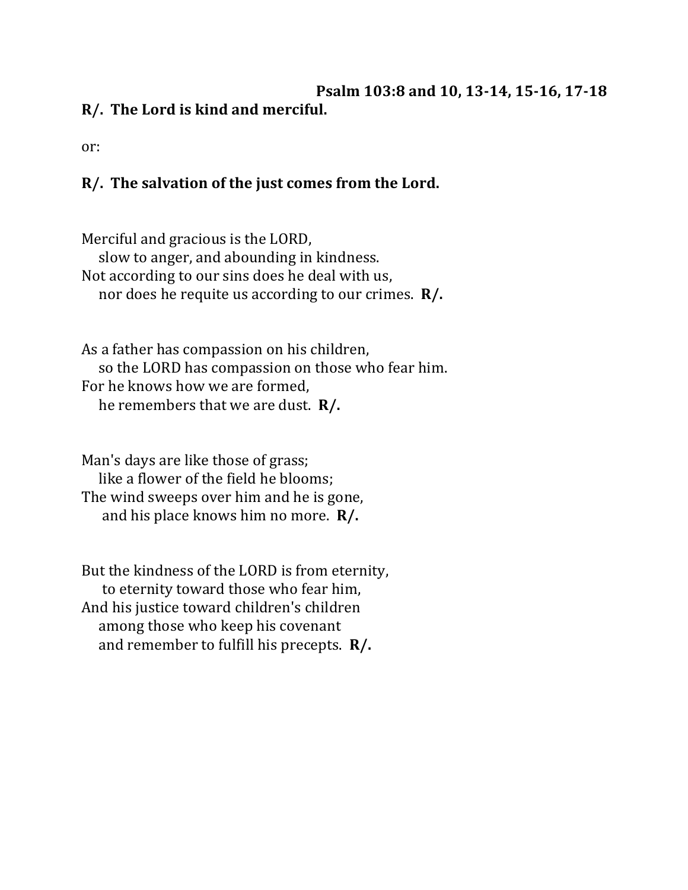**Psalm 103:8 and 10, 13-14, 15-16, 17-18**

**R/. The Lord is kind and merciful.**

or:

**R/. The salvation of the just comes from the Lord.**

Merciful and gracious is the LORD,
slow to anger, and abounding in kindness.
Not according to our sins does he deal with us,
nor does he requite us according to our crimes. **R/.**

As a father has compassion on his children,
so the LORD has compassion on those who fear him.
For he knows how we are formed,
he remembers that we are dust. **R/.**

Man's days are like those of grass;
like a flower of the field he blooms;
The wind sweeps over him and he is gone,
and his place knows him no more. **R/.**

But the kindness of the LORD is from eternity,
to eternity toward those who fear him,
And his justice toward children's children
among those who keep his covenant
and remember to fulfill his precepts. **R/.**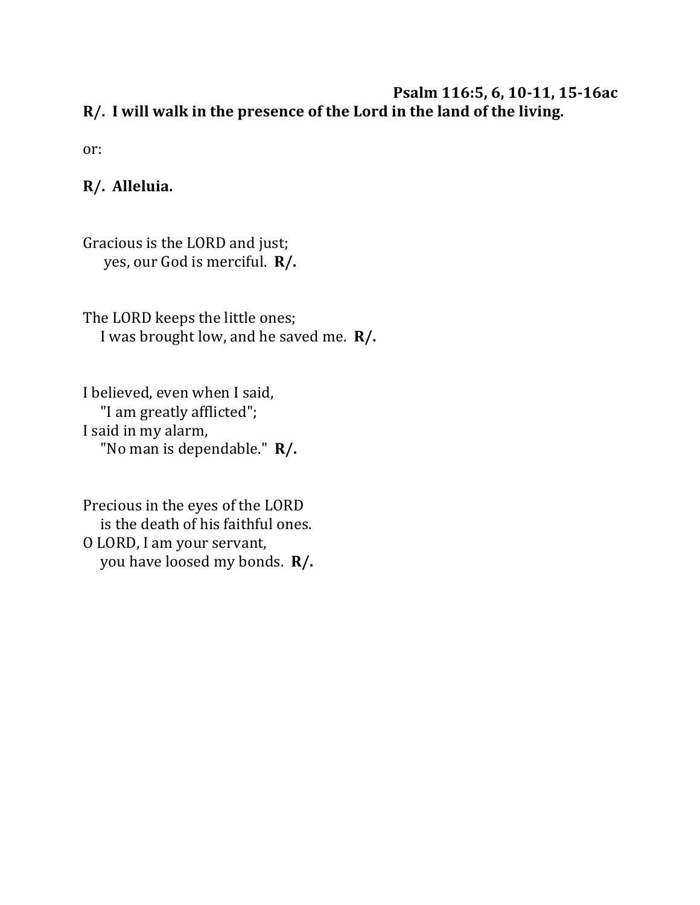**Psalm 116:5, 6, 10-11, 15-16ac**

**R/. I will walk in the presence of the Lord in the land of the living.**

or:

**R/. Alleluia.**

Gracious is the LORD and just;
yes, our God is merciful. **R/.**

The LORD keeps the little ones;
I was brought low, and he saved me. **R/.**

I believed, even when I said,
"I am greatly afflicted";
I said in my alarm,
"No man is dependable." **R/.**

Precious in the eyes of the LORD
is the death of his faithful ones.
O LORD, I am your servant,
you have loosed my bonds. **R/.**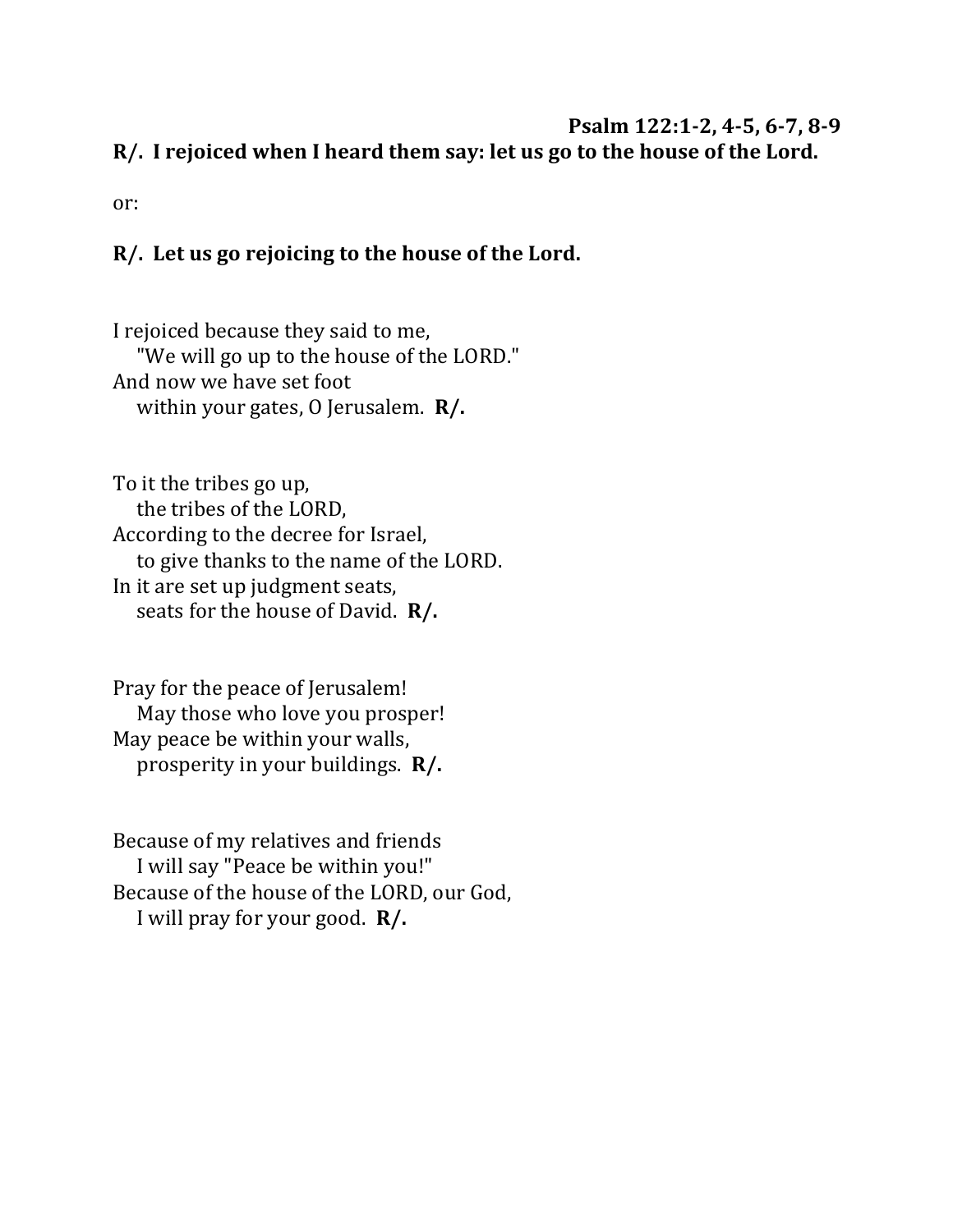**Psalm 122:1-2, 4-5, 6-7, 8-9**

**R/. I rejoiced when I heard them say: let us go to the house of the Lord.**

or:

**R/. Let us go rejoicing to the house of the Lord.**

I rejoiced because they said to me,
"We will go up to the house of the LORD."
And now we have set foot
within your gates, O Jerusalem. **R/.**

To it the tribes go up,
the tribes of the LORD,
According to the decree for Israel,
to give thanks to the name of the LORD.
In it are set up judgment seats,
seats for the house of David. **R/.**

Pray for the peace of Jerusalem!
May those who love you prosper!
May peace be within your walls,
prosperity in your buildings. **R/.**

Because of my relatives and friends
I will say "Peace be within you!"
Because of the house of the LORD, our God,
I will pray for your good. **R/.**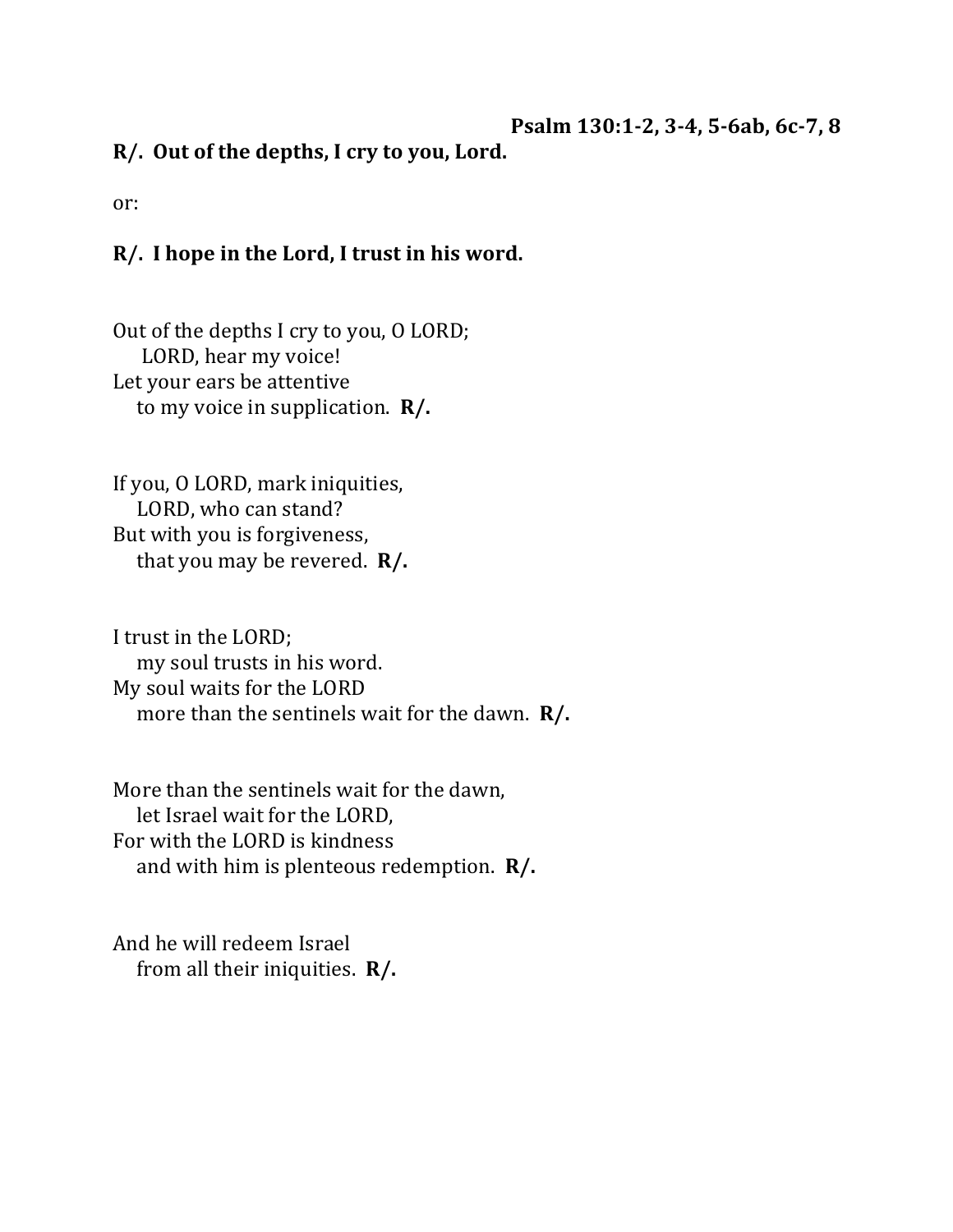**Psalm 130:1-2, 3-4, 5-6ab, 6c-7, 8**

**R/. Out of the depths, I cry to you, Lord.**

or:

**R/. I hope in the Lord, I trust in his word.**

Out of the depths I cry to you, O LORD;  
LORD, hear my voice!  
Let your ears be attentive  
to my voice in supplication. **R/.**

If you, O LORD, mark iniquities,  
LORD, who can stand?  
But with you is forgiveness,  
that you may be revered. **R/.**

I trust in the LORD;  
my soul trusts in his word.  
My soul waits for the LORD  
more than the sentinels wait for the dawn. **R/.**

More than the sentinels wait for the dawn,  
let Israel wait for the LORD,  
For with the LORD is kindness  
and with him is plenteous redemption. **R/.**

And he will redeem Israel  
from all their iniquities. **R/.**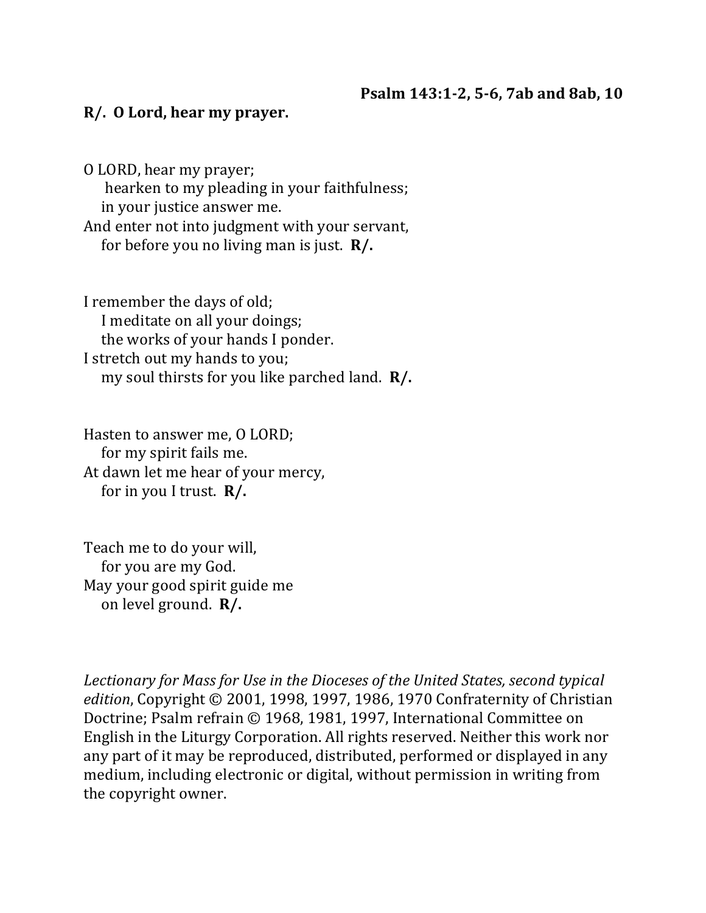**Psalm 143:1-2, 5-6, 7ab and 8ab, 10**

**R/. O Lord, hear my prayer.**

O LORD, hear my prayer;
hearken to my pleading in your faithfulness;
in your justice answer me.
And enter not into judgment with your servant,
for before you no living man is just. **R/.**

I remember the days of old;
I meditate on all your doings;
the works of your hands I ponder.
I stretch out my hands to you;
my soul thirsts for you like parched land. **R/.**

Hasten to answer me, O LORD;
for my spirit fails me.
At dawn let me hear of your mercy,
for in you I trust. **R/.**

Teach me to do your will,
for you are my God.
May your good spirit guide me
on level ground. **R/.**

*Lectionary for Mass for Use in the Dioceses of the United States, second typical edition*, Copyright © 2001, 1998, 1997, 1986, 1970 Confraternity of Christian Doctrine; Psalm refrain © 1968, 1981, 1997, International Committee on English in the Liturgy Corporation. All rights reserved. Neither this work nor any part of it may be reproduced, distributed, performed or displayed in any medium, including electronic or digital, without permission in writing from the copyright owner.